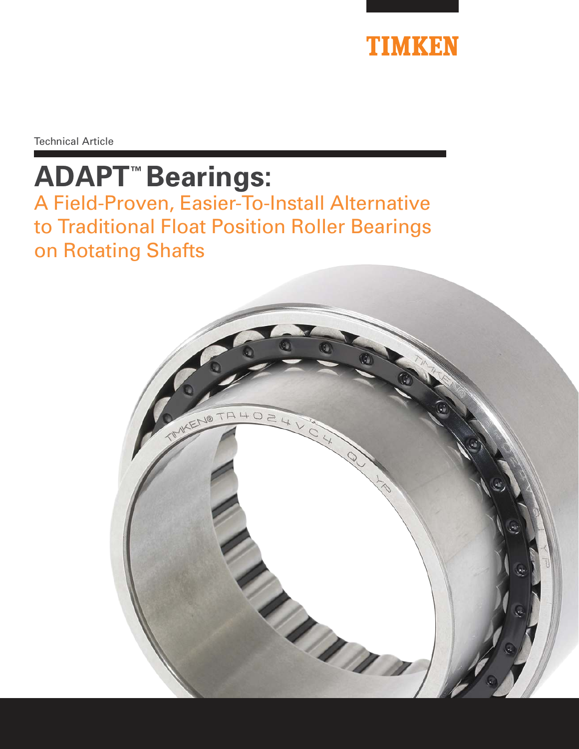TIMKEN

Technical Article

# ADAPT™ Bearings:

## A Field-Proven, Easier-To-Install Alternative to Traditional Float Position Roller Bearings on Rotating Shafts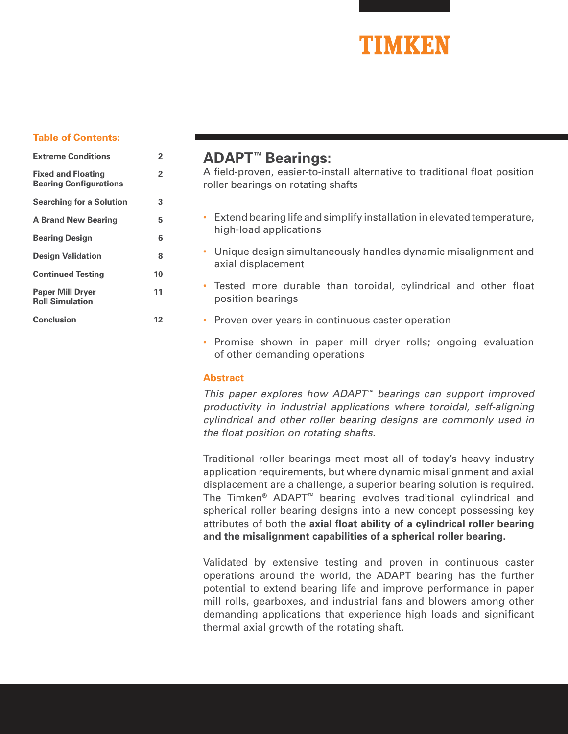TIMKEN

**Table of Contents:**

| | |
|---|---|
| Extreme Conditions | 2 |
| Fixed and Floating Bearing Configurations | 2 |
| Searching for a Solution | 3 |
| A Brand New Bearing | 5 |
| Bearing Design | 6 |
| Design Validation | 8 |
| Continued Testing | 10 |
| Paper Mill Dryer Roll Simulation | 11 |
| Conclusion | 12 |

# ADAPT™ Bearings:

A field-proven, easier-to-install alternative to traditional float position roller bearings on rotating shafts

- Extend bearing life and simplify installation in elevated temperature, high-load applications
- Unique design simultaneously handles dynamic misalignment and axial displacement
- Tested more durable than toroidal, cylindrical and other float position bearings
- Proven over years in continuous caster operation
- Promise shown in paper mill dryer rolls; ongoing evaluation of other demanding operations

## Abstract

*This paper explores how ADAPT™ bearings can support improved productivity in industrial applications where toroidal, self-aligning cylindrical and other roller bearing designs are commonly used in the float position on rotating shafts.*

Traditional roller bearings meet most all of today's heavy industry application requirements, but where dynamic misalignment and axial displacement are a challenge, a superior bearing solution is required. The Timken® ADAPT™ bearing evolves traditional cylindrical and spherical roller bearing designs into a new concept possessing key attributes of both the **axial float ability of a cylindrical roller bearing and the misalignment capabilities of a spherical roller bearing**.

Validated by extensive testing and proven in continuous caster operations around the world, the ADAPT bearing has the further potential to extend bearing life and improve performance in paper mill rolls, gearboxes, and industrial fans and blowers among other demanding applications that experience high loads and significant thermal axial growth of the rotating shaft.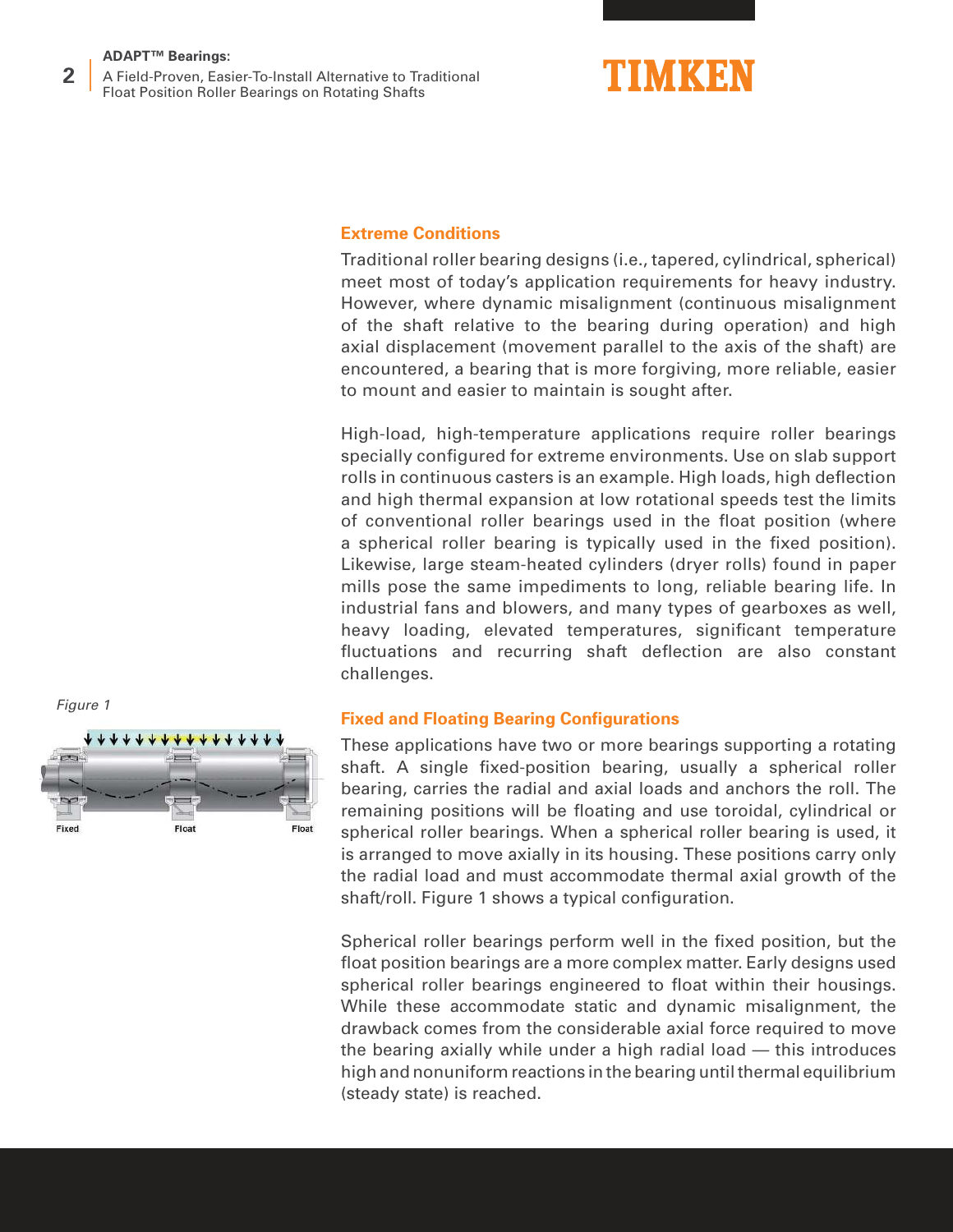## Extreme Conditions

Traditional roller bearing designs (i.e., tapered, cylindrical, spherical) meet most of today's application requirements for heavy industry. However, where dynamic misalignment (continuous misalignment of the shaft relative to the bearing during operation) and high axial displacement (movement parallel to the axis of the shaft) are encountered, a bearing that is more forgiving, more reliable, easier to mount and easier to maintain is sought after.

High-load, high-temperature applications require roller bearings specially configured for extreme environments. Use on slab support rolls in continuous casters is an example. High loads, high deflection and high thermal expansion at low rotational speeds test the limits of conventional roller bearings used in the float position (where a spherical roller bearing is typically used in the fixed position). Likewise, large steam-heated cylinders (dryer rolls) found in paper mills pose the same impediments to long, reliable bearing life. In industrial fans and blowers, and many types of gearboxes as well, heavy loading, elevated temperatures, significant temperature fluctuations and recurring shaft deflection are also constant challenges.

## Fixed and Floating Bearing Configurations

*Figure 1*

Fixed Float Float

These applications have two or more bearings supporting a rotating shaft. A single fixed-position bearing, usually a spherical roller bearing, carries the radial and axial loads and anchors the roll. The remaining positions will be floating and use toroidal, cylindrical or spherical roller bearings. When a spherical roller bearing is used, it is arranged to move axially in its housing. These positions carry only the radial load and must accommodate thermal axial growth of the shaft/roll. Figure 1 shows a typical configuration.

Spherical roller bearings perform well in the fixed position, but the float position bearings are a more complex matter. Early designs used spherical roller bearings engineered to float within their housings. While these accommodate static and dynamic misalignment, the drawback comes from the considerable axial force required to move the bearing axially while under a high radial load — this introduces high and nonuniform reactions in the bearing until thermal equilibrium (steady state) is reached.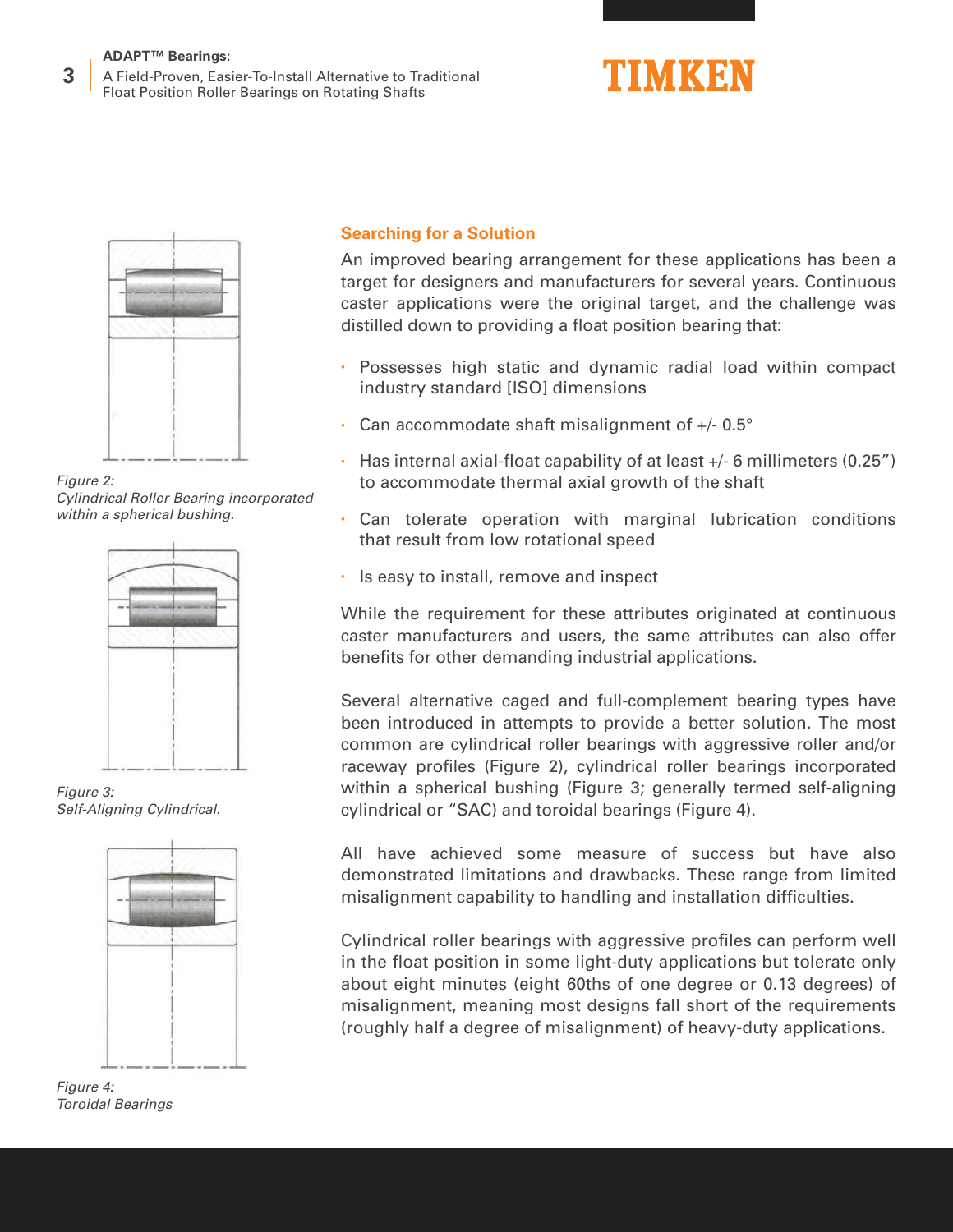## Searching for a Solution

An improved bearing arrangement for these applications has been a target for designers and manufacturers for several years. Continuous caster applications were the original target, and the challenge was distilled down to providing a float position bearing that:

- Possesses high static and dynamic radial load within compact industry standard [ISO] dimensions
- Can accommodate shaft misalignment of +/- 0.5°
- Has internal axial-float capability of at least +/- 6 millimeters (0.25") to accommodate thermal axial growth of the shaft
- Can tolerate operation with marginal lubrication conditions that result from low rotational speed
- Is easy to install, remove and inspect

While the requirement for these attributes originated at continuous caster manufacturers and users, the same attributes can also offer benefits for other demanding industrial applications.

Several alternative caged and full-complement bearing types have been introduced in attempts to provide a better solution. The most common are cylindrical roller bearings with aggressive roller and/or raceway profiles (Figure 2), cylindrical roller bearings incorporated within a spherical bushing (Figure 3; generally termed self-aligning cylindrical or "SAC) and toroidal bearings (Figure 4).

All have achieved some measure of success but have also demonstrated limitations and drawbacks. These range from limited misalignment capability to handling and installation difficulties.

Cylindrical roller bearings with aggressive profiles can perform well in the float position in some light-duty applications but tolerate only about eight minutes (eight 60ths of one degree or 0.13 degrees) of misalignment, meaning most designs fall short of the requirements (roughly half a degree of misalignment) of heavy-duty applications.

*Figure 2:*
*Cylindrical Roller Bearing incorporated within a spherical bushing.*

*Figure 3:*
*Self-Aligning Cylindrical.*

*Figure 4:*
*Toroidal Bearings*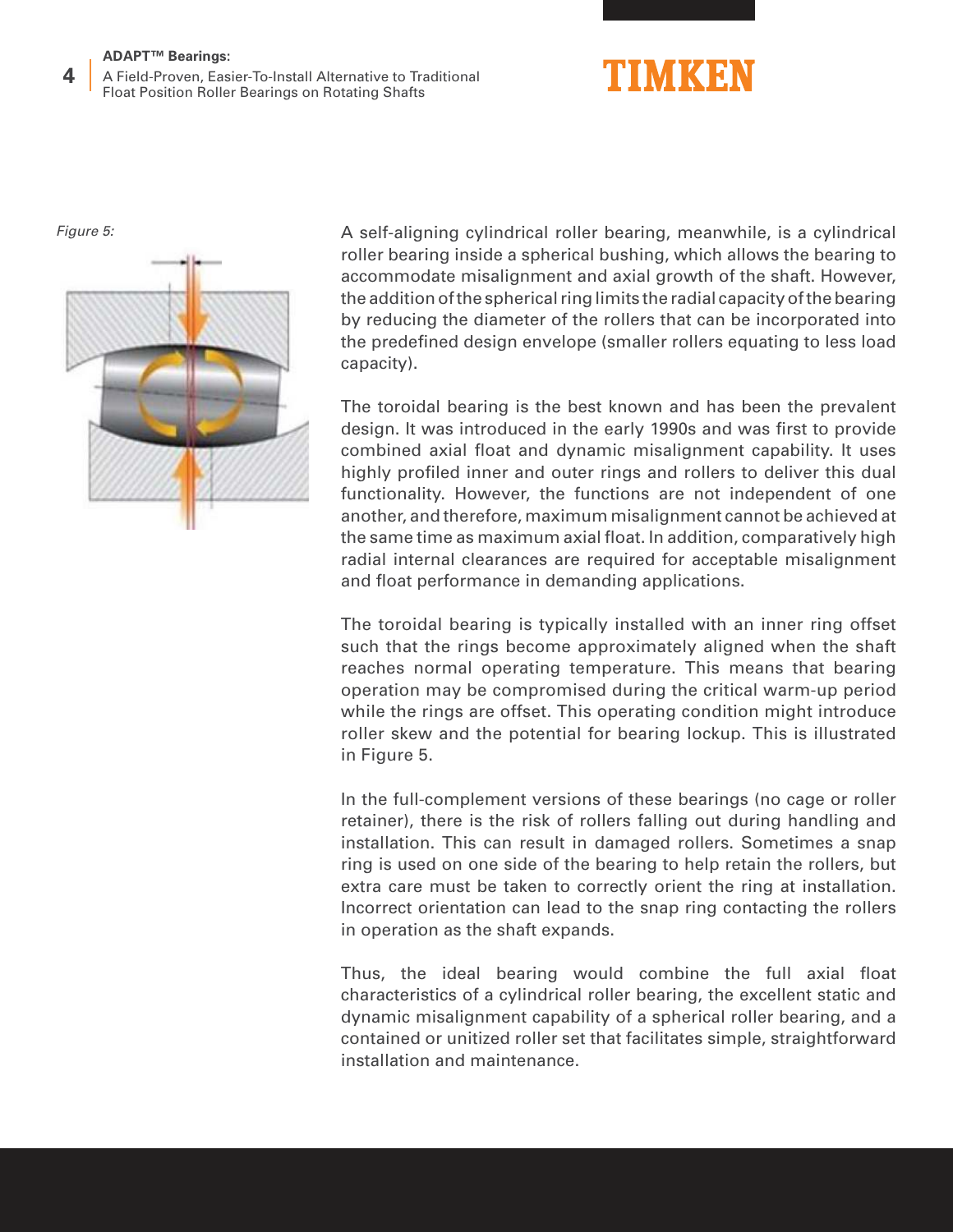*Figure 5:*

A self-aligning cylindrical roller bearing, meanwhile, is a cylindrical roller bearing inside a spherical bushing, which allows the bearing to accommodate misalignment and axial growth of the shaft. However, the addition of the spherical ring limits the radial capacity of the bearing by reducing the diameter of the rollers that can be incorporated into the predefined design envelope (smaller rollers equating to less load capacity).

The toroidal bearing is the best known and has been the prevalent design. It was introduced in the early 1990s and was first to provide combined axial float and dynamic misalignment capability. It uses highly profiled inner and outer rings and rollers to deliver this dual functionality. However, the functions are not independent of one another, and therefore, maximum misalignment cannot be achieved at the same time as maximum axial float. In addition, comparatively high radial internal clearances are required for acceptable misalignment and float performance in demanding applications.

The toroidal bearing is typically installed with an inner ring offset such that the rings become approximately aligned when the shaft reaches normal operating temperature. This means that bearing operation may be compromised during the critical warm-up period while the rings are offset. This operating condition might introduce roller skew and the potential for bearing lockup. This is illustrated in Figure 5.

In the full-complement versions of these bearings (no cage or roller retainer), there is the risk of rollers falling out during handling and installation. This can result in damaged rollers. Sometimes a snap ring is used on one side of the bearing to help retain the rollers, but extra care must be taken to correctly orient the ring at installation. Incorrect orientation can lead to the snap ring contacting the rollers in operation as the shaft expands.

Thus, the ideal bearing would combine the full axial float characteristics of a cylindrical roller bearing, the excellent static and dynamic misalignment capability of a spherical roller bearing, and a contained or unitized roller set that facilitates simple, straightforward installation and maintenance.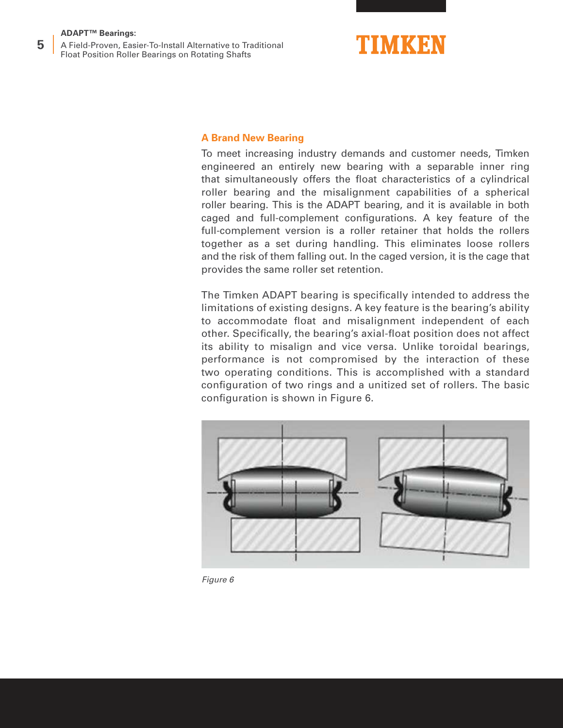## A Brand New Bearing

To meet increasing industry demands and customer needs, Timken engineered an entirely new bearing with a separable inner ring that simultaneously offers the float characteristics of a cylindrical roller bearing and the misalignment capabilities of a spherical roller bearing. This is the ADAPT bearing, and it is available in both caged and full-complement configurations. A key feature of the full-complement version is a roller retainer that holds the rollers together as a set during handling. This eliminates loose rollers and the risk of them falling out. In the caged version, it is the cage that provides the same roller set retention.

The Timken ADAPT bearing is specifically intended to address the limitations of existing designs. A key feature is the bearing's ability to accommodate float and misalignment independent of each other. Specifically, the bearing's axial-float position does not affect its ability to misalign and vice versa. Unlike toroidal bearings, performance is not compromised by the interaction of these two operating conditions. This is accomplished with a standard configuration of two rings and a unitized set of rollers. The basic configuration is shown in Figure 6.

*Figure 6*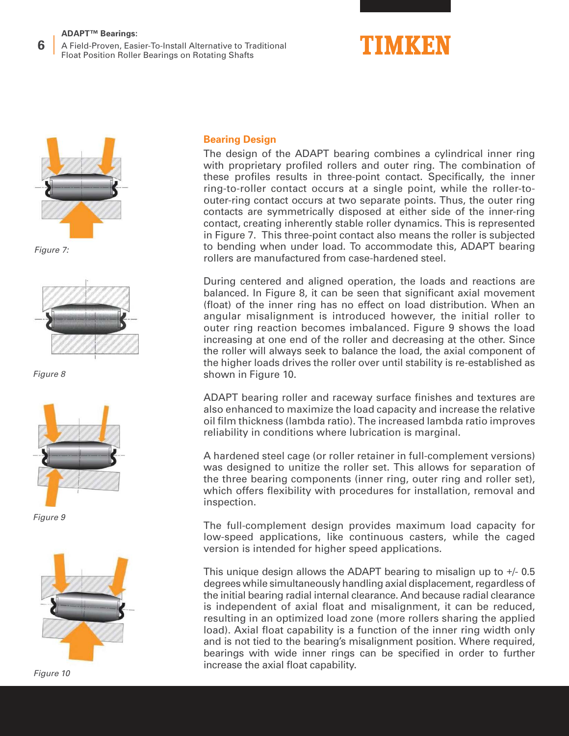## Bearing Design

The design of the ADAPT bearing combines a cylindrical inner ring with proprietary profiled rollers and outer ring. The combination of these profiles results in three-point contact. Specifically, the inner ring-to-roller contact occurs at a single point, while the roller-to-outer-ring contact occurs at two separate points. Thus, the outer ring contacts are symmetrically disposed at either side of the inner-ring contact, creating inherently stable roller dynamics. This is represented in Figure 7. This three-point contact also means the roller is subjected to bending when under load. To accommodate this, ADAPT bearing rollers are manufactured from case-hardened steel.

During centered and aligned operation, the loads and reactions are balanced. In Figure 8, it can be seen that significant axial movement (float) of the inner ring has no effect on load distribution. When an angular misalignment is introduced however, the initial roller to outer ring reaction becomes imbalanced. Figure 9 shows the load increasing at one end of the roller and decreasing at the other. Since the roller will always seek to balance the load, the axial component of the higher loads drives the roller over until stability is re-established as shown in Figure 10.

ADAPT bearing roller and raceway surface finishes and textures are also enhanced to maximize the load capacity and increase the relative oil film thickness (lambda ratio). The increased lambda ratio improves reliability in conditions where lubrication is marginal.

A hardened steel cage (or roller retainer in full-complement versions) was designed to unitize the roller set. This allows for separation of the three bearing components (inner ring, outer ring and roller set), which offers flexibility with procedures for installation, removal and inspection.

The full-complement design provides maximum load capacity for low-speed applications, like continuous casters, while the caged version is intended for higher speed applications.

This unique design allows the ADAPT bearing to misalign up to +/- 0.5 degrees while simultaneously handling axial displacement, regardless of the initial bearing radial internal clearance. And because radial clearance is independent of axial float and misalignment, it can be reduced, resulting in an optimized load zone (more rollers sharing the applied load). Axial float capability is a function of the inner ring width only and is not tied to the bearing's misalignment position. Where required, bearings with wide inner rings can be specified in order to further increase the axial float capability.

*Figure 7:*

*Figure 8*

*Figure 9*

*Figure 10*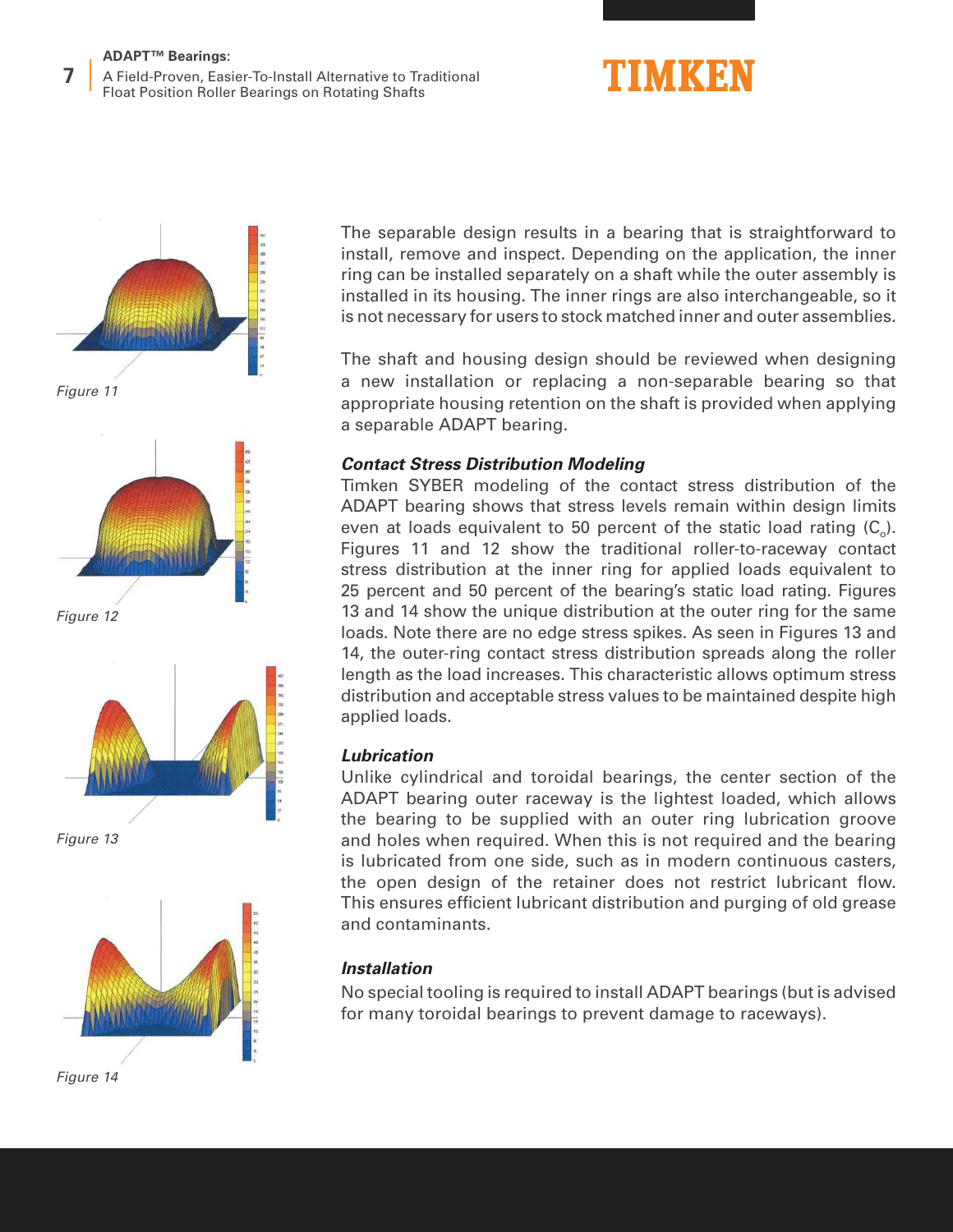Figure 11

Figure 12

Figure 13

Figure 14

The separable design results in a bearing that is straightforward to install, remove and inspect. Depending on the application, the inner ring can be installed separately on a shaft while the outer assembly is installed in its housing. The inner rings are also interchangeable, so it is not necessary for users to stock matched inner and outer assemblies.

The shaft and housing design should be reviewed when designing a new installation or replacing a non-separable bearing so that appropriate housing retention on the shaft is provided when applying a separable ADAPT bearing.

***Contact Stress Distribution Modeling***

Timken SYBER modeling of the contact stress distribution of the ADAPT bearing shows that stress levels remain within design limits even at loads equivalent to 50 percent of the static load rating ($C_o$). Figures 11 and 12 show the traditional roller-to-raceway contact stress distribution at the inner ring for applied loads equivalent to 25 percent and 50 percent of the bearing's static load rating. Figures 13 and 14 show the unique distribution at the outer ring for the same loads. Note there are no edge stress spikes. As seen in Figures 13 and 14, the outer-ring contact stress distribution spreads along the roller length as the load increases. This characteristic allows optimum stress distribution and acceptable stress values to be maintained despite high applied loads.

***Lubrication***

Unlike cylindrical and toroidal bearings, the center section of the ADAPT bearing outer raceway is the lightest loaded, which allows the bearing to be supplied with an outer ring lubrication groove and holes when required. When this is not required and the bearing is lubricated from one side, such as in modern continuous casters, the open design of the retainer does not restrict lubricant flow. This ensures efficient lubricant distribution and purging of old grease and contaminants.

***Installation***

No special tooling is required to install ADAPT bearings (but is advised for many toroidal bearings to prevent damage to raceways).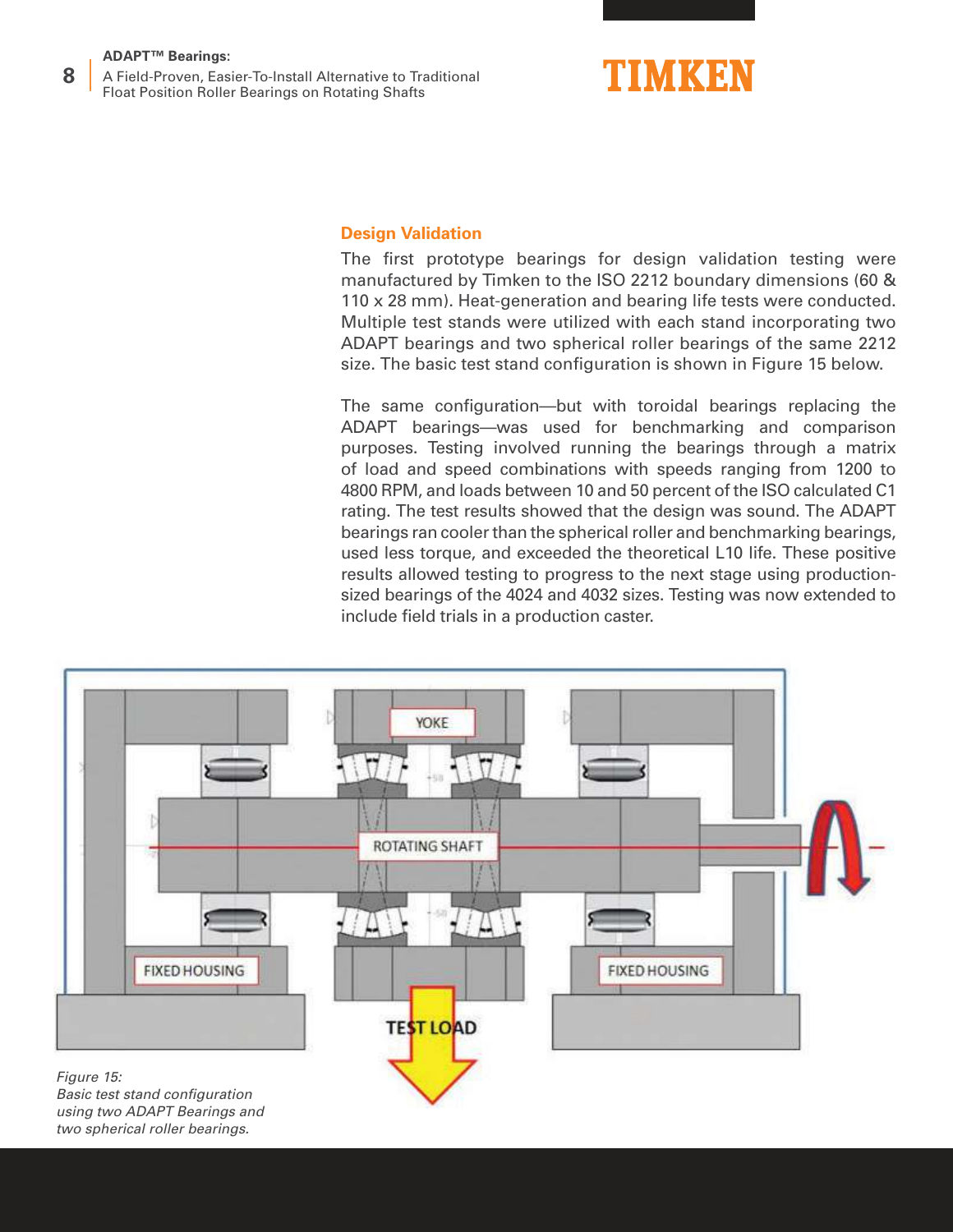## Design Validation

The first prototype bearings for design validation testing were manufactured by Timken to the ISO 2212 boundary dimensions (60 & 110 x 28 mm). Heat-generation and bearing life tests were conducted. Multiple test stands were utilized with each stand incorporating two ADAPT bearings and two spherical roller bearings of the same 2212 size. The basic test stand configuration is shown in Figure 15 below.

The same configuration—but with toroidal bearings replacing the ADAPT bearings—was used for benchmarking and comparison purposes. Testing involved running the bearings through a matrix of load and speed combinations with speeds ranging from 1200 to 4800 RPM, and loads between 10 and 50 percent of the ISO calculated C1 rating. The test results showed that the design was sound. The ADAPT bearings ran cooler than the spherical roller and benchmarking bearings, used less torque, and exceeded the theoretical L10 life. These positive results allowed testing to progress to the next stage using production-sized bearings of the 4024 and 4032 sizes. Testing was now extended to include field trials in a production caster.

*Figure 15:*
*Basic test stand configuration using two ADAPT Bearings and two spherical roller bearings.*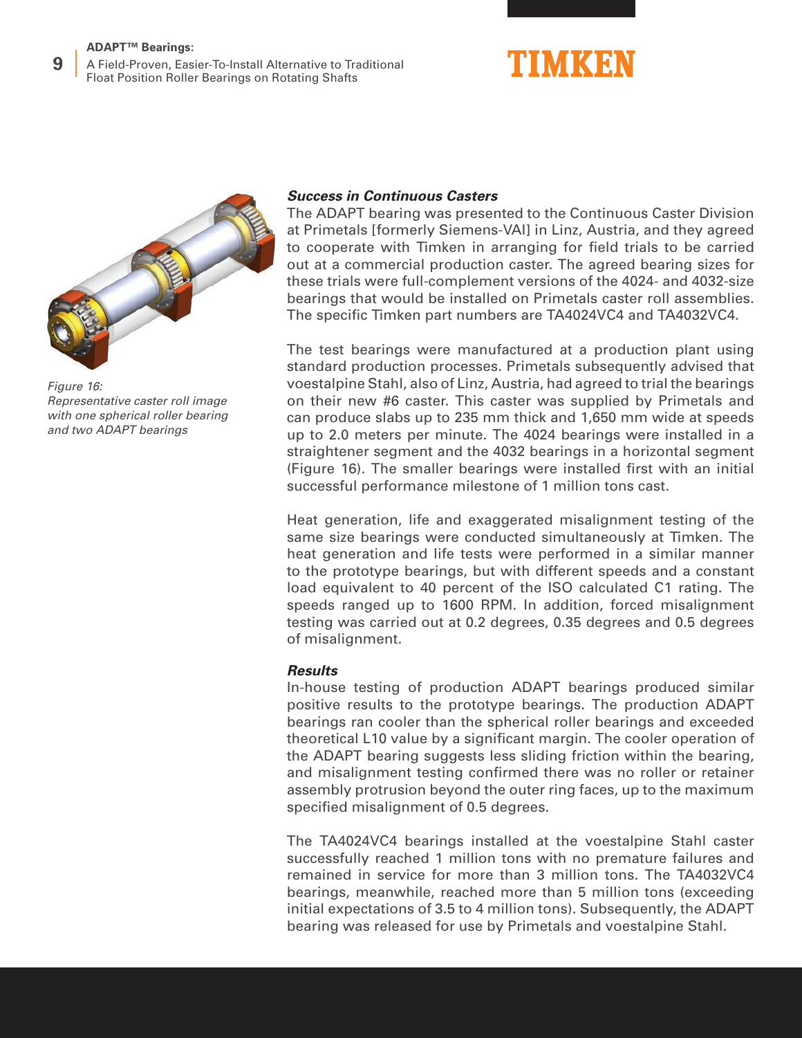### *Success in Continuous Casters*

The ADAPT bearing was presented to the Continuous Caster Division at Primetals [formerly Siemens-VAI] in Linz, Austria, and they agreed to cooperate with Timken in arranging for field trials to be carried out at a commercial production caster. The agreed bearing sizes for these trials were full-complement versions of the 4024- and 4032-size bearings that would be installed on Primetals caster roll assemblies. The specific Timken part numbers are TA4024VC4 and TA4032VC4.

The test bearings were manufactured at a production plant using standard production processes. Primetals subsequently advised that voestalpine Stahl, also of Linz, Austria, had agreed to trial the bearings on their new #6 caster. This caster was supplied by Primetals and can produce slabs up to 235 mm thick and 1,650 mm wide at speeds up to 2.0 meters per minute. The 4024 bearings were installed in a straightener segment and the 4032 bearings in a horizontal segment (Figure 16). The smaller bearings were installed first with an initial successful performance milestone of 1 million tons cast.

*Figure 16: Representative caster roll image with one spherical roller bearing and two ADAPT bearings*

Heat generation, life and exaggerated misalignment testing of the same size bearings were conducted simultaneously at Timken. The heat generation and life tests were performed in a similar manner to the prototype bearings, but with different speeds and a constant load equivalent to 40 percent of the ISO calculated C1 rating. The speeds ranged up to 1600 RPM. In addition, forced misalignment testing was carried out at 0.2 degrees, 0.35 degrees and 0.5 degrees of misalignment.

### *Results*

In-house testing of production ADAPT bearings produced similar positive results to the prototype bearings. The production ADAPT bearings ran cooler than the spherical roller bearings and exceeded theoretical L10 value by a significant margin. The cooler operation of the ADAPT bearing suggests less sliding friction within the bearing, and misalignment testing confirmed there was no roller or retainer assembly protrusion beyond the outer ring faces, up to the maximum specified misalignment of 0.5 degrees.

The TA4024VC4 bearings installed at the voestalpine Stahl caster successfully reached 1 million tons with no premature failures and remained in service for more than 3 million tons. The TA4032VC4 bearings, meanwhile, reached more than 5 million tons (exceeding initial expectations of 3.5 to 4 million tons). Subsequently, the ADAPT bearing was released for use by Primetals and voestalpine Stahl.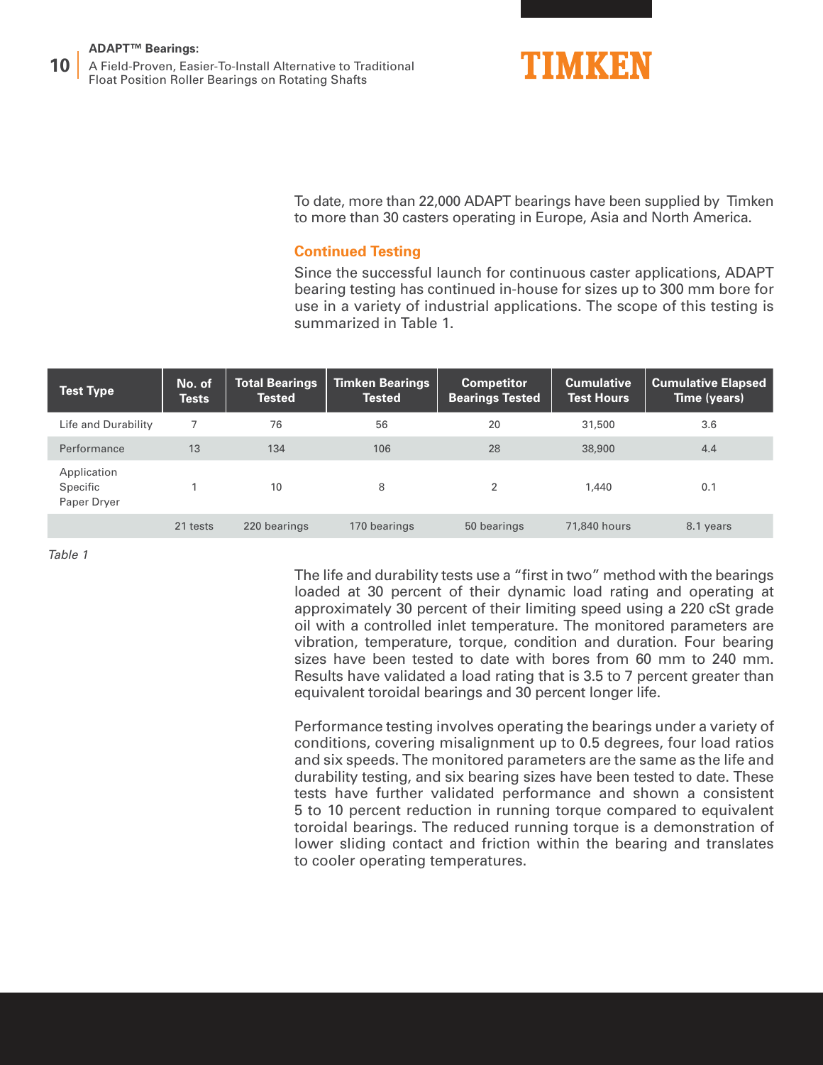To date, more than 22,000 ADAPT bearings have been supplied by Timken to more than 30 casters operating in Europe, Asia and North America.

## Continued Testing

Since the successful launch for continuous caster applications, ADAPT bearing testing has continued in-house for sizes up to 300 mm bore for use in a variety of industrial applications. The scope of this testing is summarized in Table 1.

| Test Type | No. of Tests | Total Bearings Tested | Timken Bearings Tested | Competitor Bearings Tested | Cumulative Test Hours | Cumulative Elapsed Time (years) |
|---|---|---|---|---|---|---|
| Life and Durability | 7 | 76 | 56 | 20 | 31,500 | 3.6 |
| Performance | 13 | 134 | 106 | 28 | 38,900 | 4.4 |
| Application Specific Paper Dryer | 1 | 10 | 8 | 2 | 1,440 | 0.1 |
| | 21 tests | 220 bearings | 170 bearings | 50 bearings | 71,840 hours | 8.1 years |

*Table 1*

The life and durability tests use a “first in two” method with the bearings loaded at 30 percent of their dynamic load rating and operating at approximately 30 percent of their limiting speed using a 220 cSt grade oil with a controlled inlet temperature. The monitored parameters are vibration, temperature, torque, condition and duration. Four bearing sizes have been tested to date with bores from 60 mm to 240 mm. Results have validated a load rating that is 3.5 to 7 percent greater than equivalent toroidal bearings and 30 percent longer life.

Performance testing involves operating the bearings under a variety of conditions, covering misalignment up to 0.5 degrees, four load ratios and six speeds. The monitored parameters are the same as the life and durability testing, and six bearing sizes have been tested to date. These tests have further validated performance and shown a consistent 5 to 10 percent reduction in running torque compared to equivalent toroidal bearings. The reduced running torque is a demonstration of lower sliding contact and friction within the bearing and translates to cooler operating temperatures.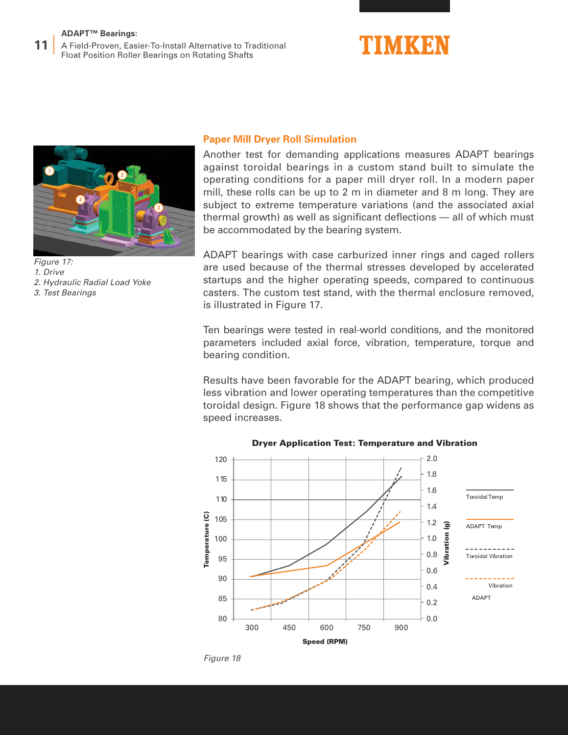## Paper Mill Dryer Roll Simulation

Another test for demanding applications measures ADAPT bearings against toroidal bearings in a custom stand built to simulate the operating conditions for a paper mill dryer roll. In a modern paper mill, these rolls can be up to 2 m in diameter and 8 m long. They are subject to extreme temperature variations (and the associated axial thermal growth) as well as significant deflections — all of which must be accommodated by the bearing system.

ADAPT bearings with case carburized inner rings and caged rollers are used because of the thermal stresses developed by accelerated startups and the higher operating speeds, compared to continuous casters. The custom test stand, with the thermal enclosure removed, is illustrated in Figure 17.

*Figure 17:*
*1. Drive*
*2. Hydraulic Radial Load Yoke*
*3. Test Bearings*

Ten bearings were tested in real-world conditions, and the monitored parameters included axial force, vibration, temperature, torque and bearing condition.

Results have been favorable for the ADAPT bearing, which produced less vibration and lower operating temperatures than the competitive toroidal design. Figure 18 shows that the performance gap widens as speed increases.

**Dryer Application Test: Temperature and Vibration**

*Figure 18*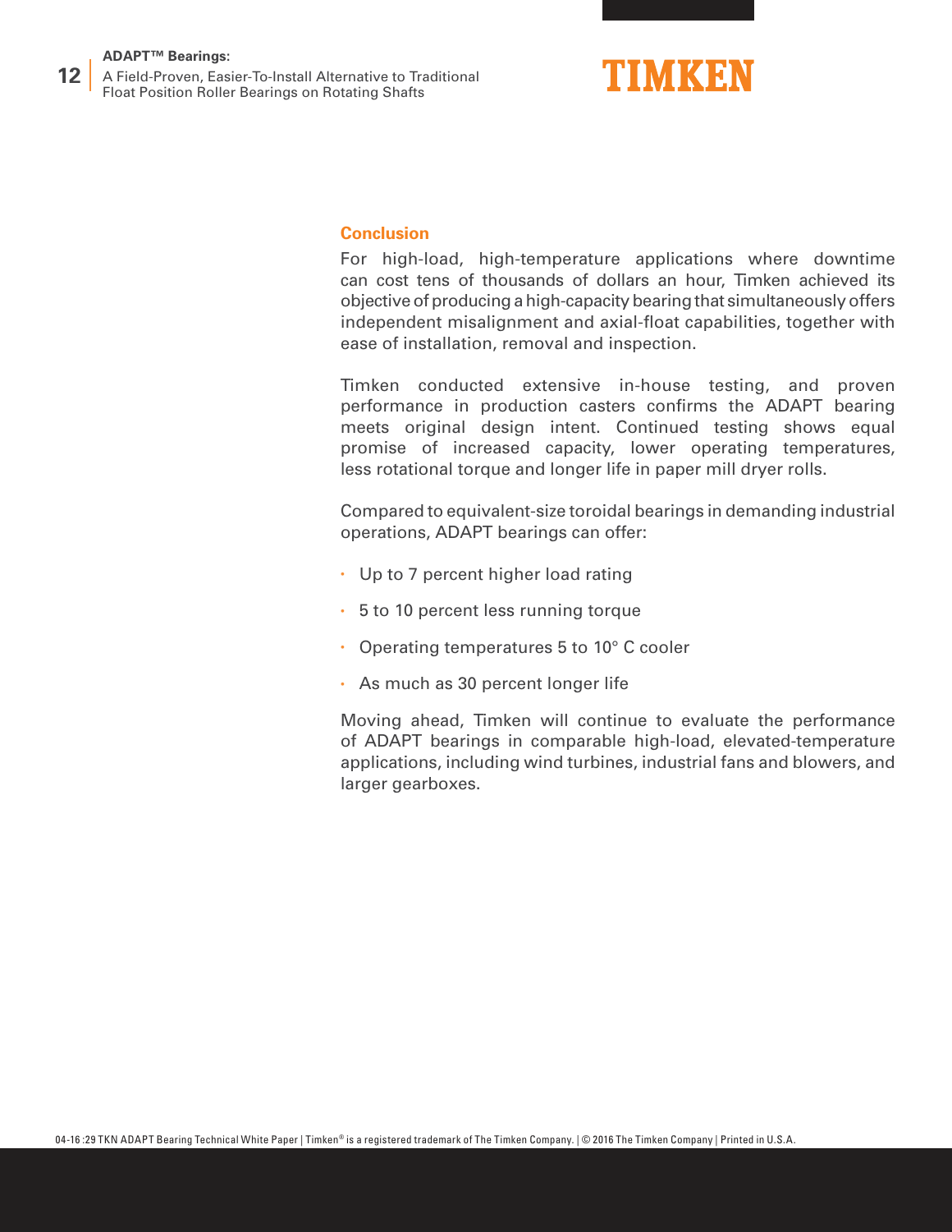## Conclusion

For high-load, high-temperature applications where downtime can cost tens of thousands of dollars an hour, Timken achieved its objective of producing a high-capacity bearing that simultaneously offers independent misalignment and axial-float capabilities, together with ease of installation, removal and inspection.

Timken conducted extensive in-house testing, and proven performance in production casters confirms the ADAPT bearing meets original design intent. Continued testing shows equal promise of increased capacity, lower operating temperatures, less rotational torque and longer life in paper mill dryer rolls.

Compared to equivalent-size toroidal bearings in demanding industrial operations, ADAPT bearings can offer:

- Up to 7 percent higher load rating
- 5 to 10 percent less running torque
- Operating temperatures 5 to 10° C cooler
- As much as 30 percent longer life

Moving ahead, Timken will continue to evaluate the performance of ADAPT bearings in comparable high-load, elevated-temperature applications, including wind turbines, industrial fans and blowers, and larger gearboxes.

04-16 :29 TKN ADAPT Bearing Technical White Paper | Timken® is a registered trademark of The Timken Company. | © 2016 The Timken Company | Printed in U.S.A.